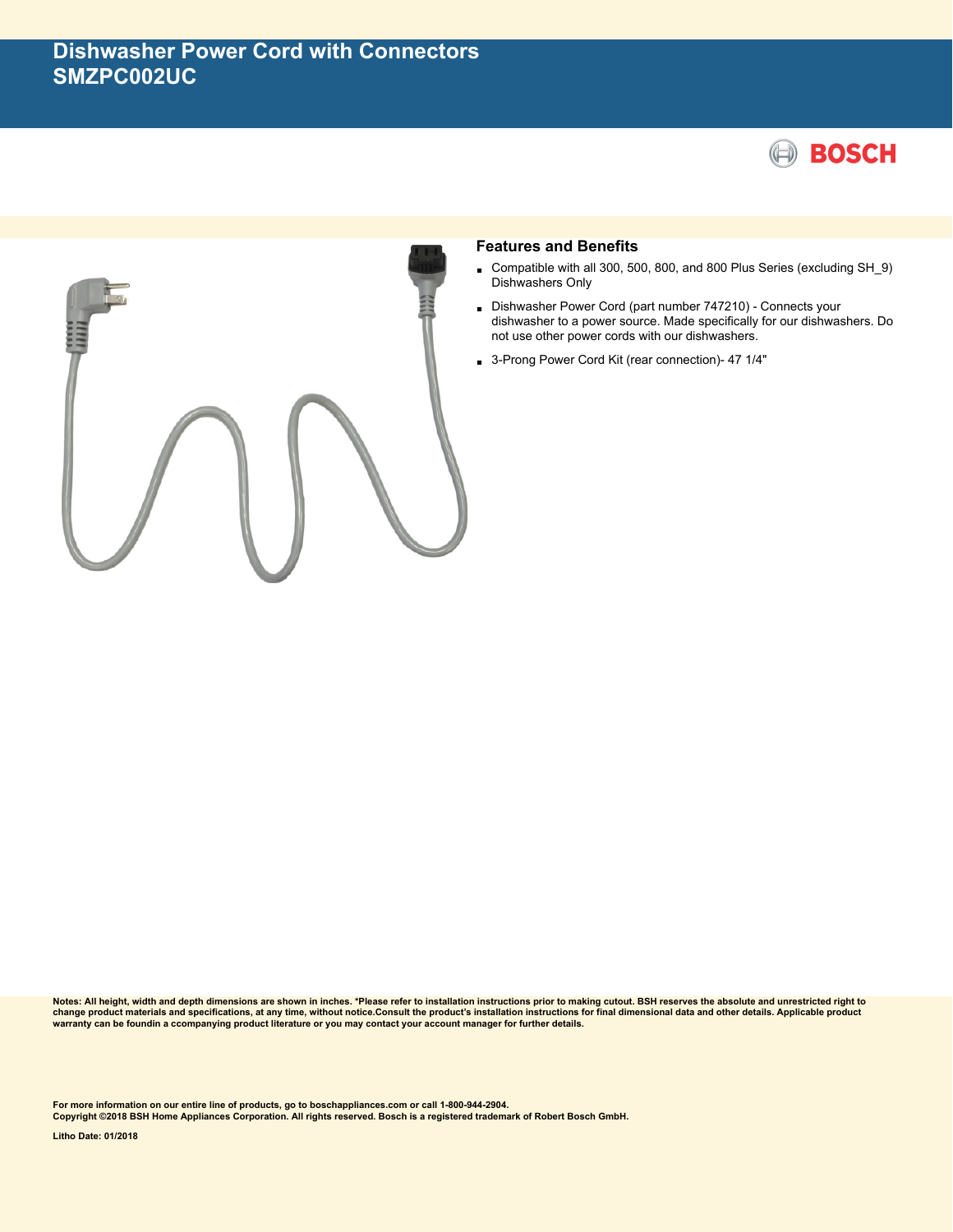# Dishwasher Power Cord with Connectors
# SMZPC002UC

BOSCH

## Features and Benefits

- Compatible with all 300, 500, 800, and 800 Plus Series (excluding SH_9) Dishwashers Only
- Dishwasher Power Cord (part number 747210) - Connects your dishwasher to a power source. Made specifically for our dishwashers. Do not use other power cords with our dishwashers.
- 3-Prong Power Cord Kit (rear connection)- 47 1/4"

**Notes: All height, width and depth dimensions are shown in inches. *Please refer to installation instructions prior to making cutout. BSH reserves the absolute and unrestricted right to change product materials and specifications, at any time, without notice.Consult the product's installation instructions for final dimensional data and other details. Applicable product warranty can be foundin a ccompanying product literature or you may contact your account manager for further details.**

**For more information on our entire line of products, go to boschappliances.com or call 1-800-944-2904.**
**Copyright ©2018 BSH Home Appliances Corporation. All rights reserved. Bosch is a registered trademark of Robert Bosch GmbH.**

**Litho Date: 01/2018**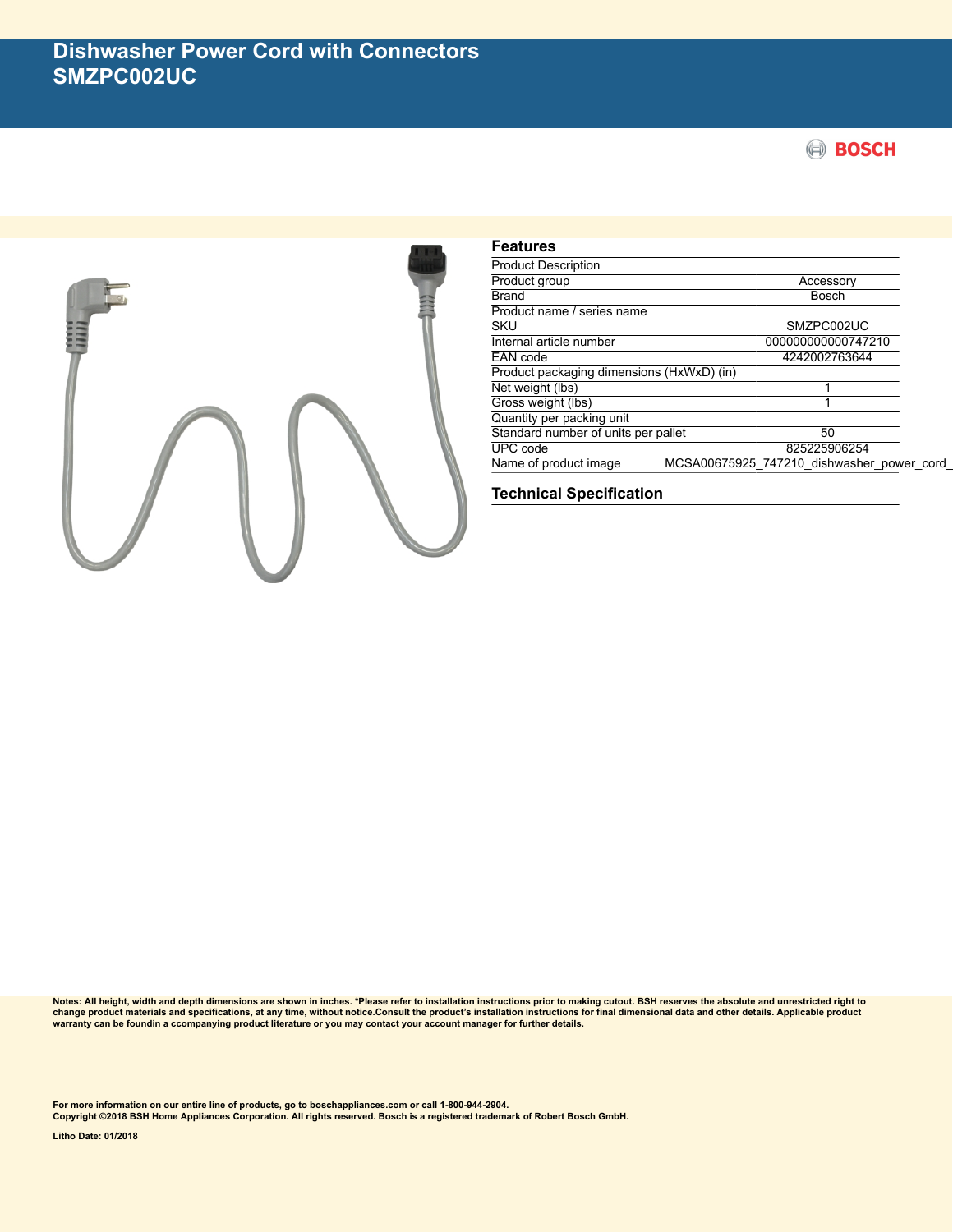# Dishwasher Power Cord with Connectors
# SMZPC002UC

BOSCH

## Features

| | |
|---|---|
| Product Description | |
| Product group | Accessory |
| Brand | Bosch |
| Product name / series name | |
| SKU | SMZPC002UC |
| Internal article number | 0000000000000747210 |
| EAN code | 4242002763644 |
| Product packaging dimensions (HxWxD) (in) | |
| Net weight (lbs) | 1 |
| Gross weight (lbs) | 1 |
| Quantity per packing unit | |
| Standard number of units per pallet | 50 |
| UPC code | 825225906254 |
| Name of product image | MCSA00675925_747210_dishwasher_power_cord_ |

## Technical Specification

**Notes: All height, width and depth dimensions are shown in inches. *Please refer to installation instructions prior to making cutout. BSH reserves the absolute and unrestricted right to change product materials and specifications, at any time, without notice.Consult the product's installation instructions for final dimensional data and other details. Applicable product warranty can be foundin a ccompanying product literature or you may contact your account manager for further details.**

**For more information on our entire line of products, go to boschappliances.com or call 1-800-944-2904.**
**Copyright ©2018 BSH Home Appliances Corporation. All rights reserved. Bosch is a registered trademark of Robert Bosch GmbH.**

**Litho Date: 01/2018**